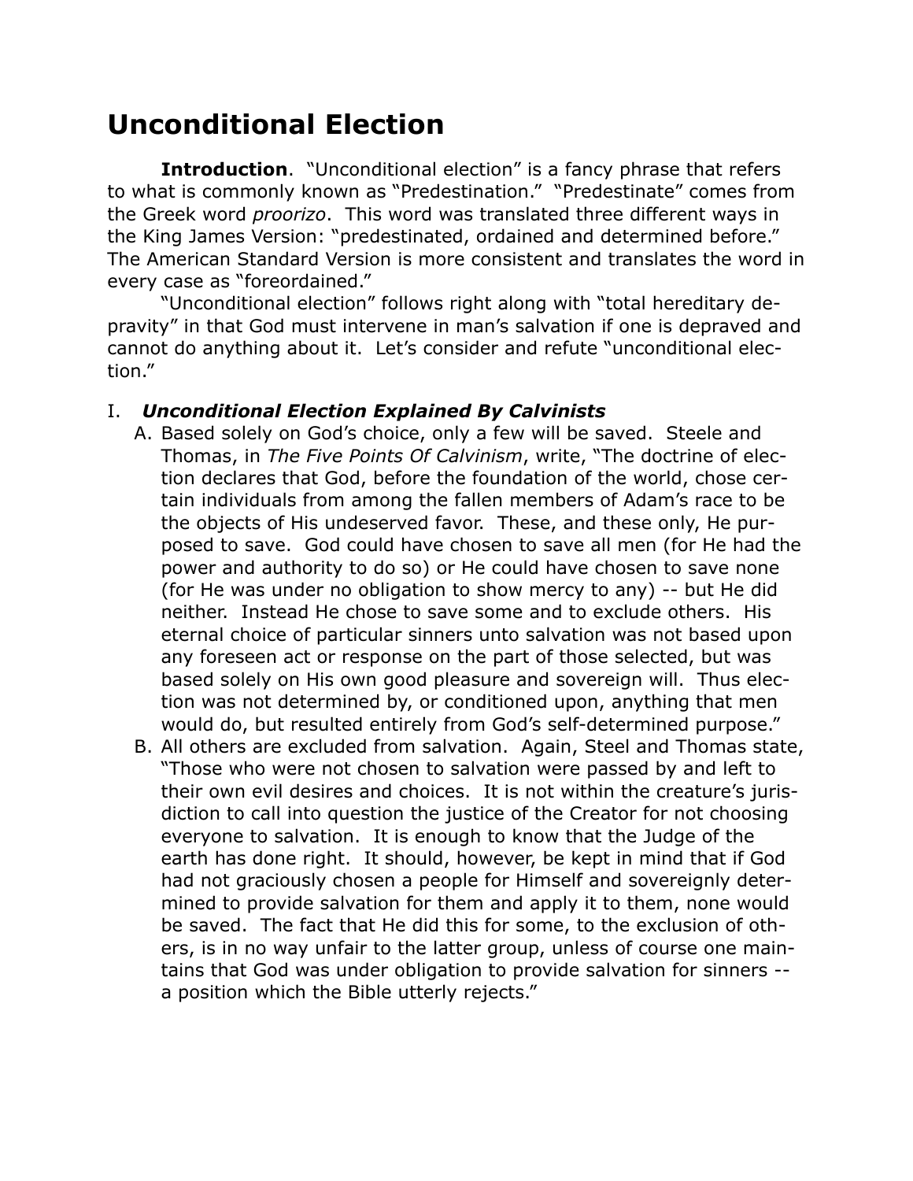# Unconditional Election

**Introduction**. "Unconditional election" is a fancy phrase that refers to what is commonly known as "Predestination." "Predestinate" comes from the Greek word *proorizo*. This word was translated three different ways in the King James Version: "predestinated, ordained and determined before." The American Standard Version is more consistent and translates the word in every case as "foreordained."

"Unconditional election" follows right along with "total hereditary depravity" in that God must intervene in man's salvation if one is depraved and cannot do anything about it. Let's consider and refute "unconditional election."

I. ***Unconditional Election Explained By Calvinists***

A. Based solely on God's choice, only a few will be saved. Steele and Thomas, in *The Five Points Of Calvinism*, write, "The doctrine of election declares that God, before the foundation of the world, chose certain individuals from among the fallen members of Adam's race to be the objects of His undeserved favor. These, and these only, He purposed to save. God could have chosen to save all men (for He had the power and authority to do so) or He could have chosen to save none (for He was under no obligation to show mercy to any) -- but He did neither. Instead He chose to save some and to exclude others. His eternal choice of particular sinners unto salvation was not based upon any foreseen act or response on the part of those selected, but was based solely on His own good pleasure and sovereign will. Thus election was not determined by, or conditioned upon, anything that men would do, but resulted entirely from God's self-determined purpose."

B. All others are excluded from salvation. Again, Steel and Thomas state, "Those who were not chosen to salvation were passed by and left to their own evil desires and choices. It is not within the creature's jurisdiction to call into question the justice of the Creator for not choosing everyone to salvation. It is enough to know that the Judge of the earth has done right. It should, however, be kept in mind that if God had not graciously chosen a people for Himself and sovereignly determined to provide salvation for them and apply it to them, none would be saved. The fact that He did this for some, to the exclusion of others, is in no way unfair to the latter group, unless of course one maintains that God was under obligation to provide salvation for sinners -- a position which the Bible utterly rejects."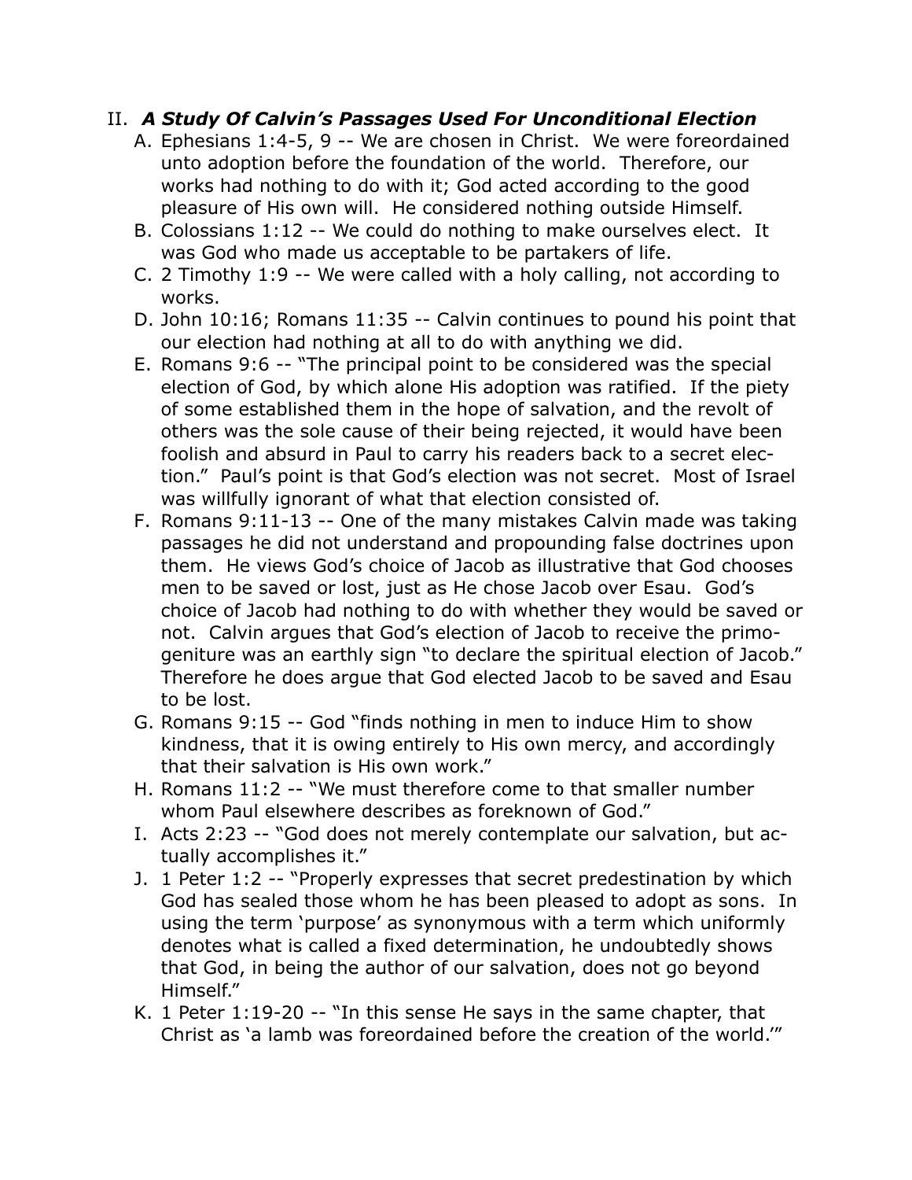## II. *A Study Of Calvin's Passages Used For Unconditional Election*

A. Ephesians 1:4-5, 9 -- We are chosen in Christ. We were foreordained unto adoption before the foundation of the world. Therefore, our works had nothing to do with it; God acted according to the good pleasure of His own will. He considered nothing outside Himself.

B. Colossians 1:12 -- We could do nothing to make ourselves elect. It was God who made us acceptable to be partakers of life.

C. 2 Timothy 1:9 -- We were called with a holy calling, not according to works.

D. John 10:16; Romans 11:35 -- Calvin continues to pound his point that our election had nothing at all to do with anything we did.

E. Romans 9:6 -- "The principal point to be considered was the special election of God, by which alone His adoption was ratified. If the piety of some established them in the hope of salvation, and the revolt of others was the sole cause of their being rejected, it would have been foolish and absurd in Paul to carry his readers back to a secret election." Paul's point is that God's election was not secret. Most of Israel was willfully ignorant of what that election consisted of.

F. Romans 9:11-13 -- One of the many mistakes Calvin made was taking passages he did not understand and propounding false doctrines upon them. He views God's choice of Jacob as illustrative that God chooses men to be saved or lost, just as He chose Jacob over Esau. God's choice of Jacob had nothing to do with whether they would be saved or not. Calvin argues that God's election of Jacob to receive the primogeniture was an earthly sign "to declare the spiritual election of Jacob." Therefore he does argue that God elected Jacob to be saved and Esau to be lost.

G. Romans 9:15 -- God "finds nothing in men to induce Him to show kindness, that it is owing entirely to His own mercy, and accordingly that their salvation is His own work."

H. Romans 11:2 -- "We must therefore come to that smaller number whom Paul elsewhere describes as foreknown of God."

I. Acts 2:23 -- "God does not merely contemplate our salvation, but actually accomplishes it."

J. 1 Peter 1:2 -- "Properly expresses that secret predestination by which God has sealed those whom he has been pleased to adopt as sons. In using the term 'purpose' as synonymous with a term which uniformly denotes what is called a fixed determination, he undoubtedly shows that God, in being the author of our salvation, does not go beyond Himself."

K. 1 Peter 1:19-20 -- "In this sense He says in the same chapter, that Christ as 'a lamb was foreordained before the creation of the world.'"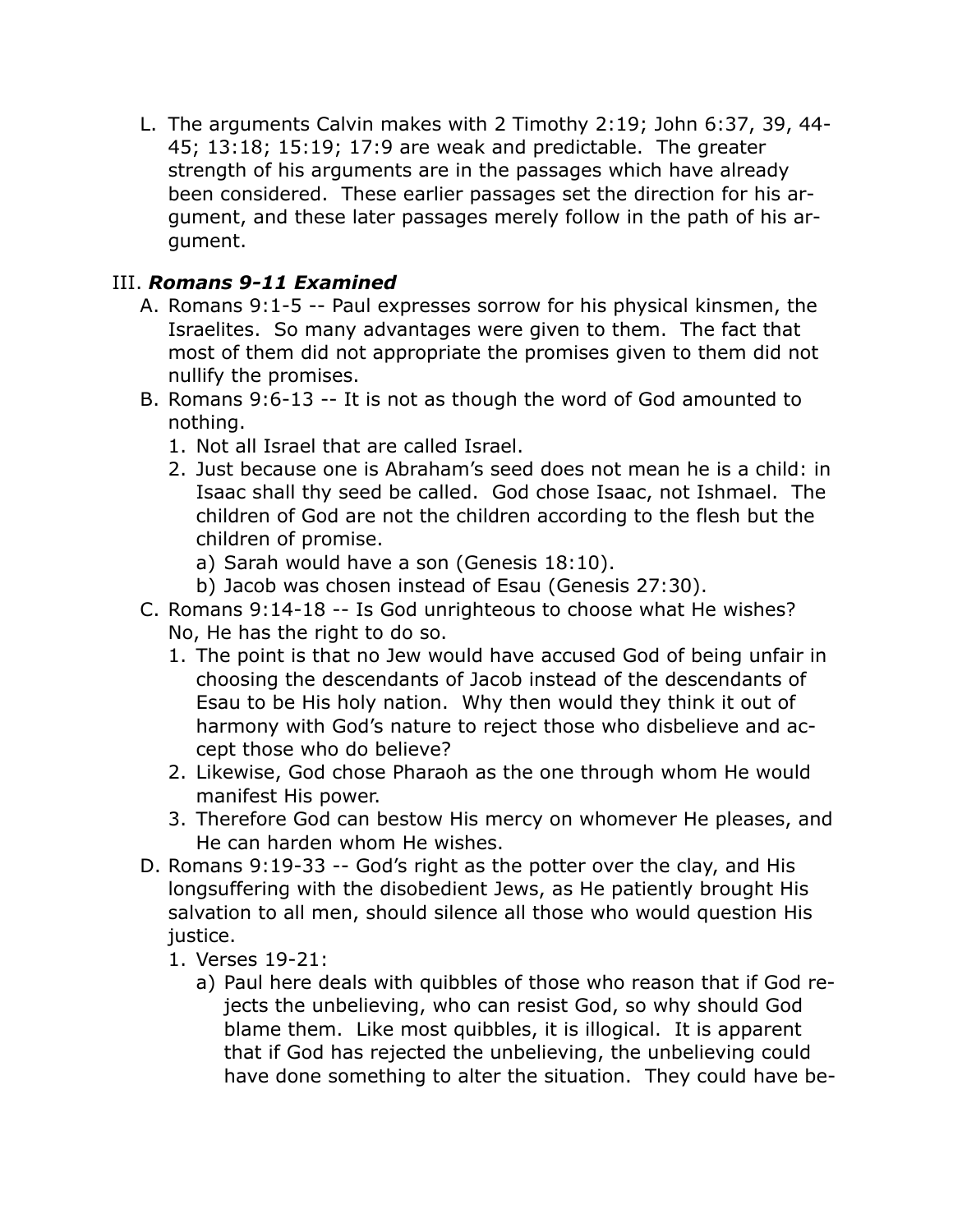L. The arguments Calvin makes with 2 Timothy 2:19; John 6:37, 39, 44-45; 13:18; 15:19; 17:9 are weak and predictable. The greater strength of his arguments are in the passages which have already been considered. These earlier passages set the direction for his argument, and these later passages merely follow in the path of his argument.

III. ***Romans 9-11 Examined***

A. Romans 9:1-5 -- Paul expresses sorrow for his physical kinsmen, the Israelites. So many advantages were given to them. The fact that most of them did not appropriate the promises given to them did not nullify the promises.

B. Romans 9:6-13 -- It is not as though the word of God amounted to nothing.

   1. Not all Israel that are called Israel.
   2. Just because one is Abraham's seed does not mean he is a child: in Isaac shall thy seed be called. God chose Isaac, not Ishmael. The children of God are not the children according to the flesh but the children of promise.
      a) Sarah would have a son (Genesis 18:10).
      b) Jacob was chosen instead of Esau (Genesis 27:30).

C. Romans 9:14-18 -- Is God unrighteous to choose what He wishes? No, He has the right to do so.

   1. The point is that no Jew would have accused God of being unfair in choosing the descendants of Jacob instead of the descendants of Esau to be His holy nation. Why then would they think it out of harmony with God's nature to reject those who disbelieve and accept those who do believe?
   2. Likewise, God chose Pharaoh as the one through whom He would manifest His power.
   3. Therefore God can bestow His mercy on whomever He pleases, and He can harden whom He wishes.

D. Romans 9:19-33 -- God's right as the potter over the clay, and His longsuffering with the disobedient Jews, as He patiently brought His salvation to all men, should silence all those who would question His justice.

   1. Verses 19-21:
      a) Paul here deals with quibbles of those who reason that if God rejects the unbelieving, who can resist God, so why should God blame them. Like most quibbles, it is illogical. It is apparent that if God has rejected the unbelieving, the unbelieving could have done something to alter the situation. They could have be-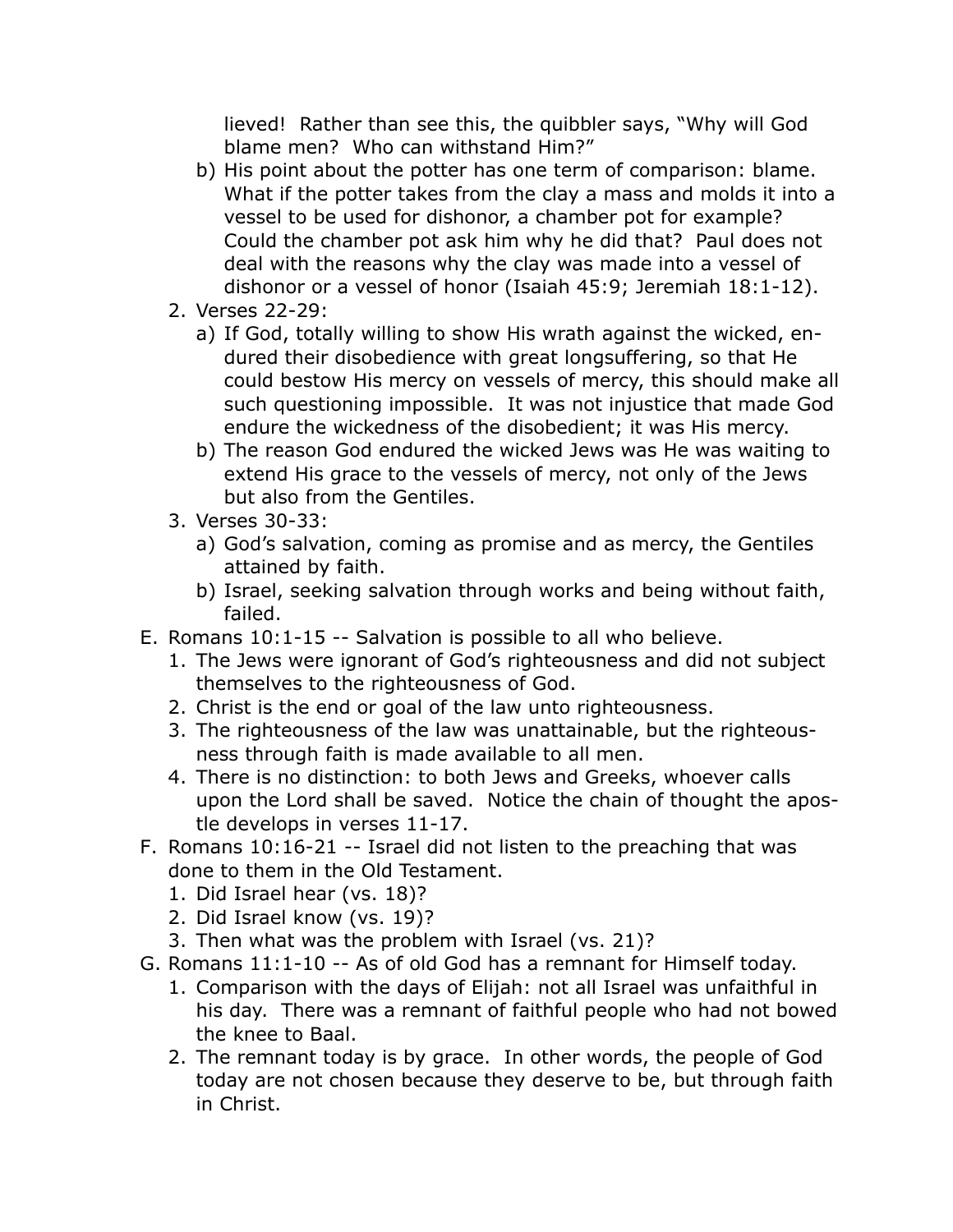lieved! Rather than see this, the quibbler says, "Why will God blame men? Who can withstand Him?"

   b) His point about the potter has one term of comparison: blame. What if the potter takes from the clay a mass and molds it into a vessel to be used for dishonor, a chamber pot for example? Could the chamber pot ask him why he did that? Paul does not deal with the reasons why the clay was made into a vessel of dishonor or a vessel of honor (Isaiah 45:9; Jeremiah 18:1-12).

2. Verses 22-29:
   a) If God, totally willing to show His wrath against the wicked, endured their disobedience with great longsuffering, so that He could bestow His mercy on vessels of mercy, this should make all such questioning impossible. It was not injustice that made God endure the wickedness of the disobedient; it was His mercy.
   b) The reason God endured the wicked Jews was He was waiting to extend His grace to the vessels of mercy, not only of the Jews but also from the Gentiles.

3. Verses 30-33:
   a) God's salvation, coming as promise and as mercy, the Gentiles attained by faith.
   b) Israel, seeking salvation through works and being without faith, failed.

E. Romans 10:1-15 -- Salvation is possible to all who believe.
   1. The Jews were ignorant of God's righteousness and did not subject themselves to the righteousness of God.
   2. Christ is the end or goal of the law unto righteousness.
   3. The righteousness of the law was unattainable, but the righteousness through faith is made available to all men.
   4. There is no distinction: to both Jews and Greeks, whoever calls upon the Lord shall be saved. Notice the chain of thought the apostle develops in verses 11-17.

F. Romans 10:16-21 -- Israel did not listen to the preaching that was done to them in the Old Testament.
   1. Did Israel hear (vs. 18)?
   2. Did Israel know (vs. 19)?
   3. Then what was the problem with Israel (vs. 21)?

G. Romans 11:1-10 -- As of old God has a remnant for Himself today.
   1. Comparison with the days of Elijah: not all Israel was unfaithful in his day. There was a remnant of faithful people who had not bowed the knee to Baal.
   2. The remnant today is by grace. In other words, the people of God today are not chosen because they deserve to be, but through faith in Christ.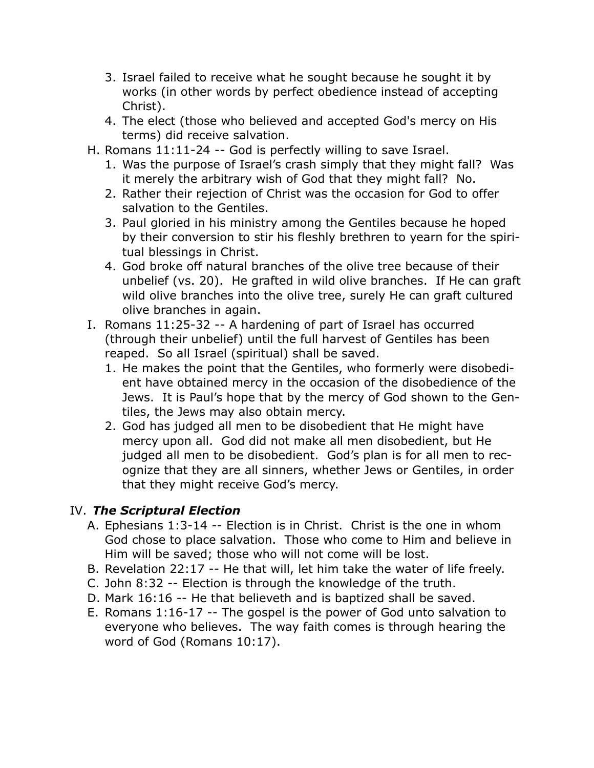3. Israel failed to receive what he sought because he sought it by works (in other words by perfect obedience instead of accepting Christ).
4. The elect (those who believed and accepted God's mercy on His terms) did receive salvation.

H. Romans 11:11-24 -- God is perfectly willing to save Israel.
  1. Was the purpose of Israel's crash simply that they might fall? Was it merely the arbitrary wish of God that they might fall? No.
  2. Rather their rejection of Christ was the occasion for God to offer salvation to the Gentiles.
  3. Paul gloried in his ministry among the Gentiles because he hoped by their conversion to stir his fleshly brethren to yearn for the spiritual blessings in Christ.
  4. God broke off natural branches of the olive tree because of their unbelief (vs. 20). He grafted in wild olive branches. If He can graft wild olive branches into the olive tree, surely He can graft cultured olive branches in again.

I. Romans 11:25-32 -- A hardening of part of Israel has occurred (through their unbelief) until the full harvest of Gentiles has been reaped. So all Israel (spiritual) shall be saved.
  1. He makes the point that the Gentiles, who formerly were disobedient have obtained mercy in the occasion of the disobedience of the Jews. It is Paul's hope that by the mercy of God shown to the Gentiles, the Jews may also obtain mercy.
  2. God has judged all men to be disobedient that He might have mercy upon all. God did not make all men disobedient, but He judged all men to be disobedient. God's plan is for all men to recognize that they are all sinners, whether Jews or Gentiles, in order that they might receive God's mercy.

## IV. ***The Scriptural Election***

A. Ephesians 1:3-14 -- Election is in Christ. Christ is the one in whom God chose to place salvation. Those who come to Him and believe in Him will be saved; those who will not come will be lost.

B. Revelation 22:17 -- He that will, let him take the water of life freely.

C. John 8:32 -- Election is through the knowledge of the truth.

D. Mark 16:16 -- He that believeth and is baptized shall be saved.

E. Romans 1:16-17 -- The gospel is the power of God unto salvation to everyone who believes. The way faith comes is through hearing the word of God (Romans 10:17).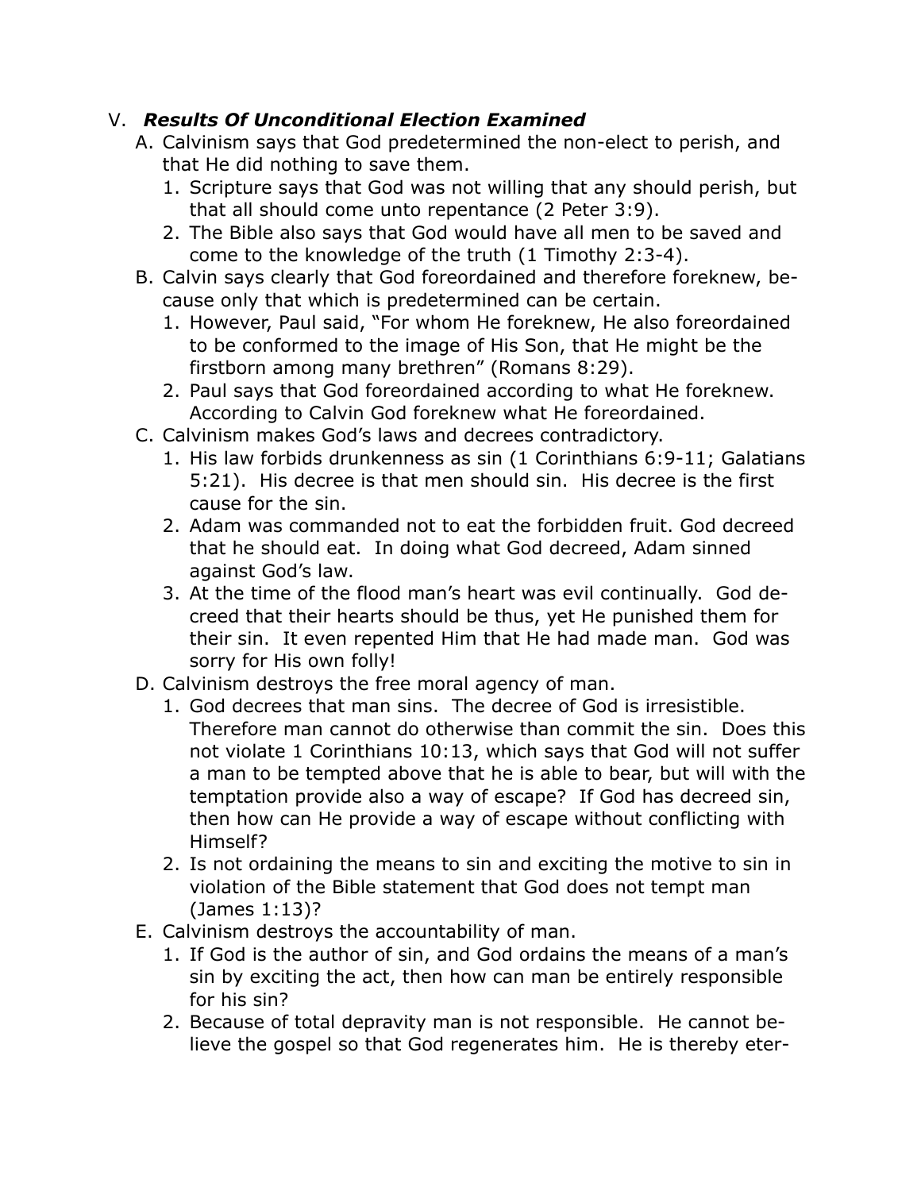V. ***Results Of Unconditional Election Examined***

A. Calvinism says that God predetermined the non-elect to perish, and that He did nothing to save them.
   1. Scripture says that God was not willing that any should perish, but that all should come unto repentance (2 Peter 3:9).
   2. The Bible also says that God would have all men to be saved and come to the knowledge of the truth (1 Timothy 2:3-4).

B. Calvin says clearly that God foreordained and therefore foreknew, because only that which is predetermined can be certain.
   1. However, Paul said, "For whom He foreknew, He also foreordained to be conformed to the image of His Son, that He might be the firstborn among many brethren" (Romans 8:29).
   2. Paul says that God foreordained according to what He foreknew. According to Calvin God foreknew what He foreordained.

C. Calvinism makes God's laws and decrees contradictory.
   1. His law forbids drunkenness as sin (1 Corinthians 6:9-11; Galatians 5:21). His decree is that men should sin. His decree is the first cause for the sin.
   2. Adam was commanded not to eat the forbidden fruit. God decreed that he should eat. In doing what God decreed, Adam sinned against God's law.
   3. At the time of the flood man's heart was evil continually. God decreed that their hearts should be thus, yet He punished them for their sin. It even repented Him that He had made man. God was sorry for His own folly!

D. Calvinism destroys the free moral agency of man.
   1. God decrees that man sins. The decree of God is irresistible. Therefore man cannot do otherwise than commit the sin. Does this not violate 1 Corinthians 10:13, which says that God will not suffer a man to be tempted above that he is able to bear, but will with the temptation provide also a way of escape? If God has decreed sin, then how can He provide a way of escape without conflicting with Himself?
   2. Is not ordaining the means to sin and exciting the motive to sin in violation of the Bible statement that God does not tempt man (James 1:13)?

E. Calvinism destroys the accountability of man.
   1. If God is the author of sin, and God ordains the means of a man's sin by exciting the act, then how can man be entirely responsible for his sin?
   2. Because of total depravity man is not responsible. He cannot believe the gospel so that God regenerates him. He is thereby eter-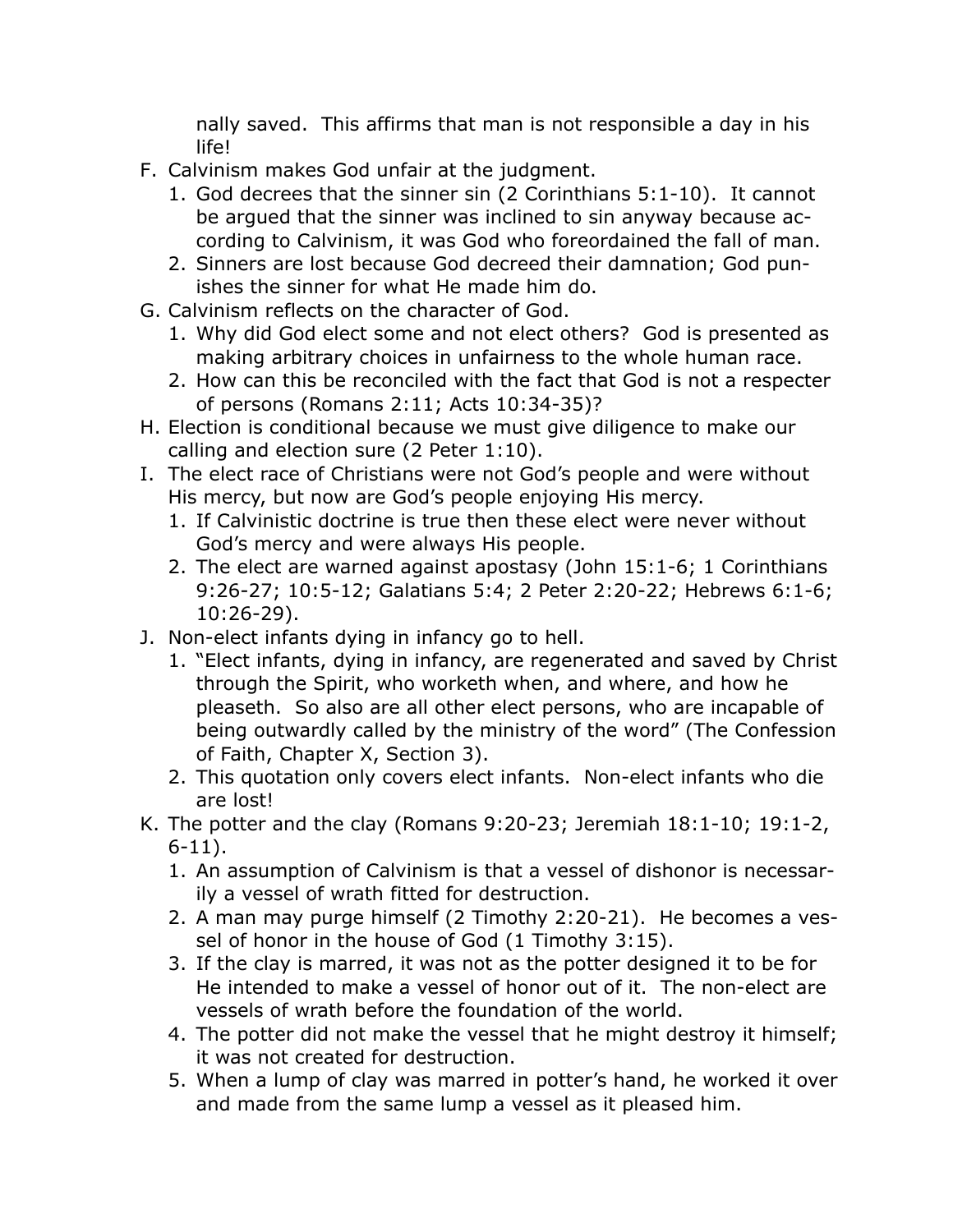nally saved. This affirms that man is not responsible a day in his life!

F. Calvinism makes God unfair at the judgment.
    1. God decrees that the sinner sin (2 Corinthians 5:1-10). It cannot be argued that the sinner was inclined to sin anyway because according to Calvinism, it was God who foreordained the fall of man.
    2. Sinners are lost because God decreed their damnation; God punishes the sinner for what He made him do.
G. Calvinism reflects on the character of God.
    1. Why did God elect some and not elect others? God is presented as making arbitrary choices in unfairness to the whole human race.
    2. How can this be reconciled with the fact that God is not a respecter of persons (Romans 2:11; Acts 10:34-35)?
H. Election is conditional because we must give diligence to make our calling and election sure (2 Peter 1:10).
I. The elect race of Christians were not God's people and were without His mercy, but now are God's people enjoying His mercy.
    1. If Calvinistic doctrine is true then these elect were never without God's mercy and were always His people.
    2. The elect are warned against apostasy (John 15:1-6; 1 Corinthians 9:26-27; 10:5-12; Galatians 5:4; 2 Peter 2:20-22; Hebrews 6:1-6; 10:26-29).
J. Non-elect infants dying in infancy go to hell.
    1. "Elect infants, dying in infancy, are regenerated and saved by Christ through the Spirit, who worketh when, and where, and how he pleaseth. So also are all other elect persons, who are incapable of being outwardly called by the ministry of the word" (The Confession of Faith, Chapter X, Section 3).
    2. This quotation only covers elect infants. Non-elect infants who die are lost!
K. The potter and the clay (Romans 9:20-23; Jeremiah 18:1-10; 19:1-2, 6-11).
    1. An assumption of Calvinism is that a vessel of dishonor is necessarily a vessel of wrath fitted for destruction.
    2. A man may purge himself (2 Timothy 2:20-21). He becomes a vessel of honor in the house of God (1 Timothy 3:15).
    3. If the clay is marred, it was not as the potter designed it to be for He intended to make a vessel of honor out of it. The non-elect are vessels of wrath before the foundation of the world.
    4. The potter did not make the vessel that he might destroy it himself; it was not created for destruction.
    5. When a lump of clay was marred in potter's hand, he worked it over and made from the same lump a vessel as it pleased him.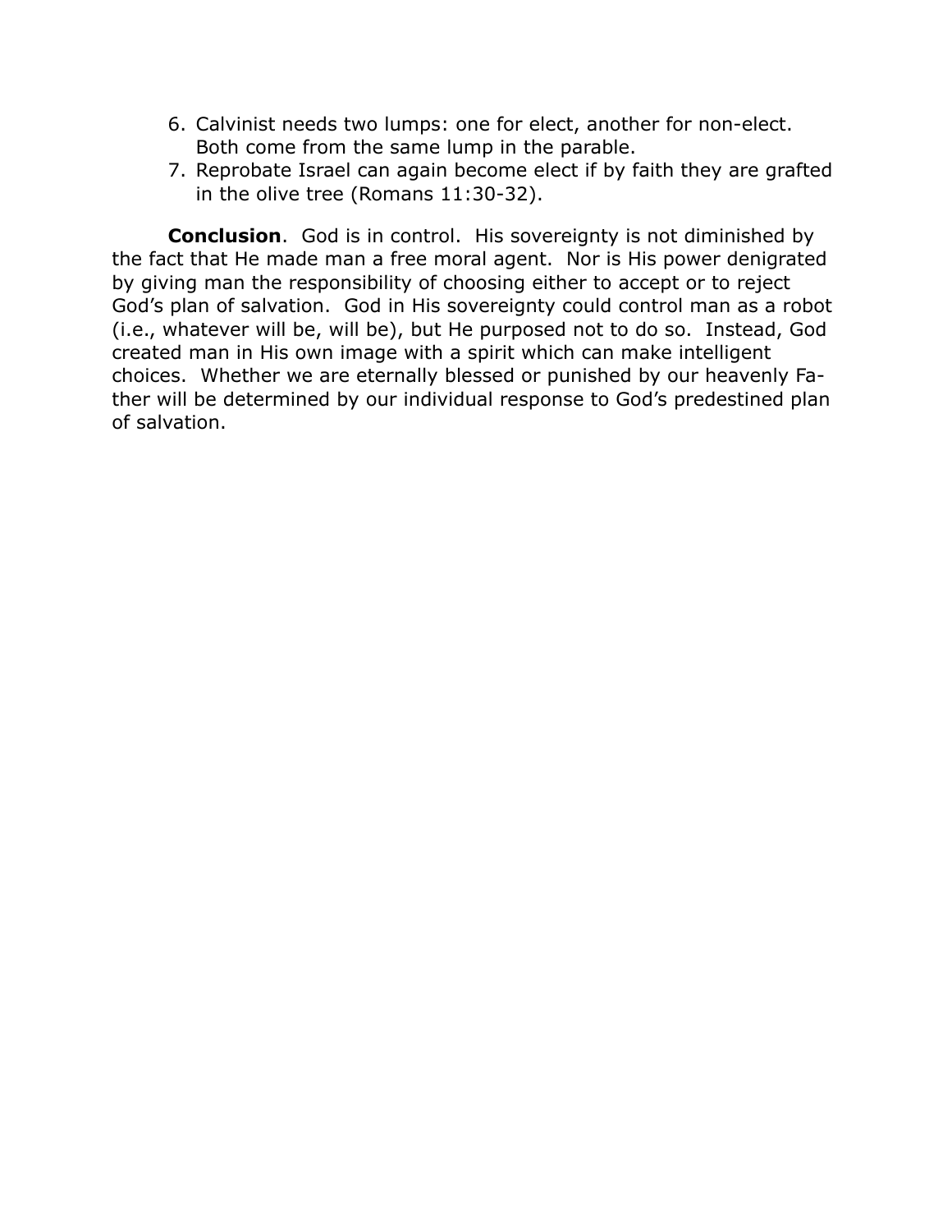6. Calvinist needs two lumps: one for elect, another for non-elect. Both come from the same lump in the parable.
7. Reprobate Israel can again become elect if by faith they are grafted in the olive tree (Romans 11:30-32).

**Conclusion**. God is in control. His sovereignty is not diminished by the fact that He made man a free moral agent. Nor is His power denigrated by giving man the responsibility of choosing either to accept or to reject God's plan of salvation. God in His sovereignty could control man as a robot (i.e., whatever will be, will be), but He purposed not to do so. Instead, God created man in His own image with a spirit which can make intelligent choices. Whether we are eternally blessed or punished by our heavenly Father will be determined by our individual response to God's predestined plan of salvation.